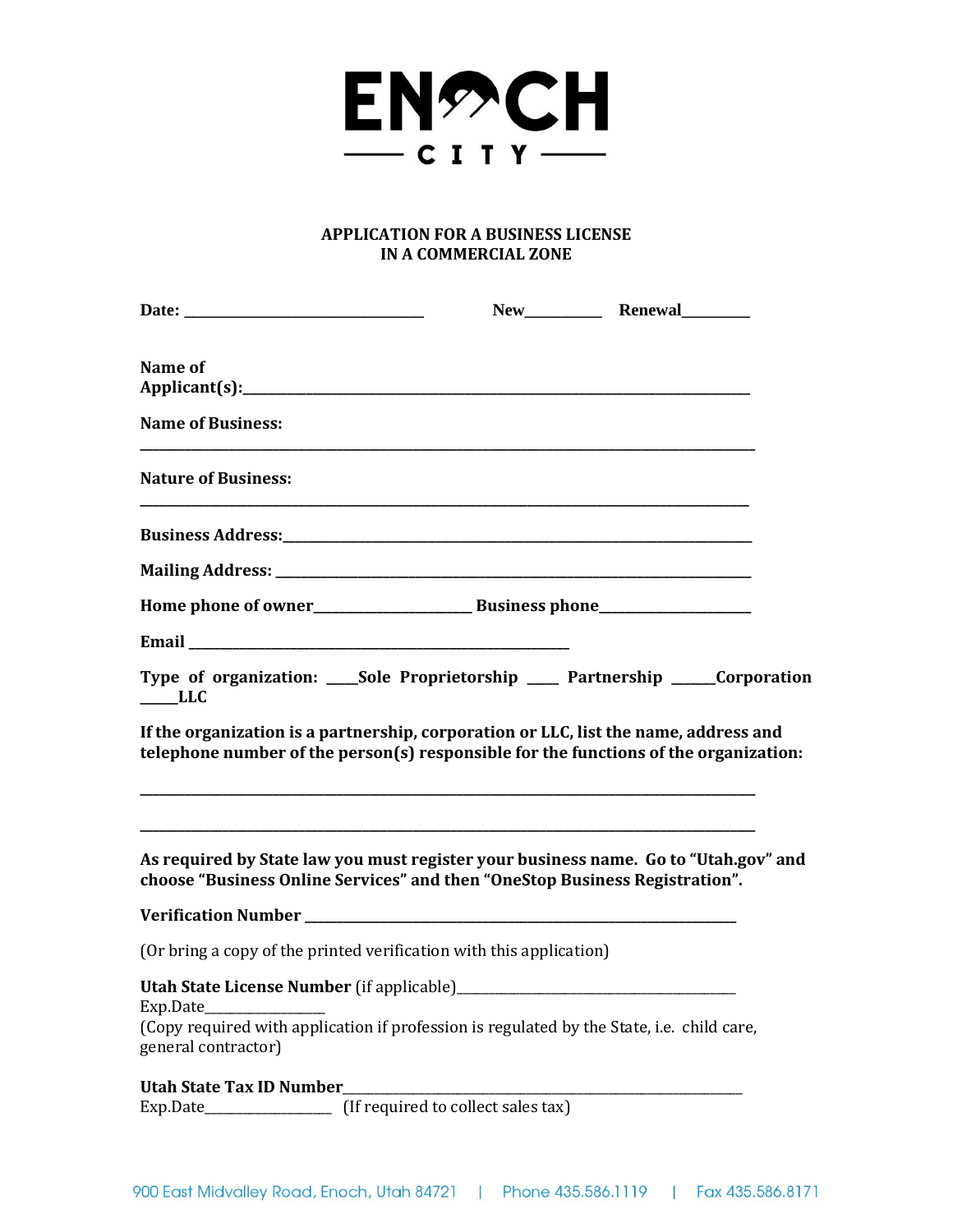# ENOCH CITY

## APPLICATION FOR A BUSINESS LICENSE IN A COMMERCIAL ZONE

**Date:** ________________________________ **New**__________ **Renewal**_________

**Name of Applicant(s):**_________________________________________________________________

**Name of Business:**
___________________________________________________________________________________

**Nature of Business:**
___________________________________________________________________________________

**Business Address:**_____________________________________________________________

**Mailing Address:** ______________________________________________________________

**Home phone of owner**______________________ **Business phone**_____________________

**Email** ____________________________________________________

**Type of organization:** ____**Sole Proprietorship** ____ **Partnership** ______**Corporation** ______**LLC**

**If the organization is a partnership, corporation or LLC, list the name, address and telephone number of the person(s) responsible for the functions of the organization:**

___________________________________________________________________________________

___________________________________________________________________________________

**As required by State law you must register your business name. Go to "Utah.gov" and choose "Business Online Services" and then "OneStop Business Registration".**

**Verification Number** ___________________________________________________________

(Or bring a copy of the printed verification with this application)

**Utah State License Number** (if applicable)_________________________________________
Exp.Date_________________
(Copy required with application if profession is regulated by the State, i.e. child care, general contractor)

**Utah State Tax ID Number**_______________________________________________________
Exp.Date__________________ (If required to collect sales tax)

900 East Midvalley Road, Enoch, Utah 84721 | Phone 435.586.1119 | Fax 435.586.8171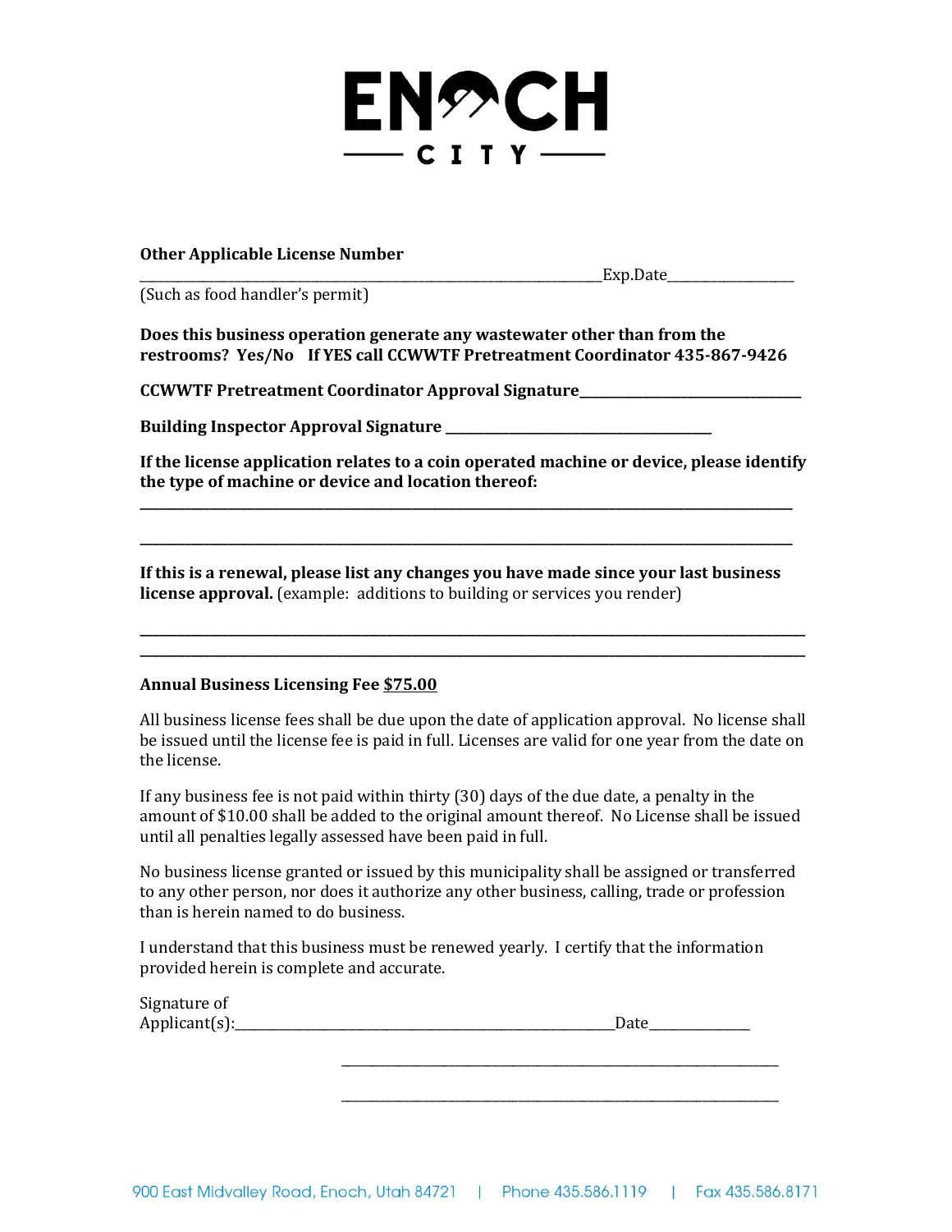# ENOCH CITY

**Other Applicable License Number**
_______________________________________________________________Exp.Date________________
(Such as food handler's permit)

**Does this business operation generate any wastewater other than from the restrooms? Yes/No If YES call CCWWTF Pretreatment Coordinator 435-867-9426**

**CCWWTF Pretreatment Coordinator Approval Signature**______________________________

**Building Inspector Approval Signature** ____________________________________

**If the license application relates to a coin operated machine or device, please identify the type of machine or device and location thereof:**

__________________________________________________________________________________________

__________________________________________________________________________________________

**If this is a renewal, please list any changes you have made since your last business license approval.** (example: additions to building or services you render)

__________________________________________________________________________________________
__________________________________________________________________________________________

**Annual Business Licensing Fee <u>$75.00</u>**

All business license fees shall be due upon the date of application approval. No license shall be issued until the license fee is paid in full. Licenses are valid for one year from the date on the license.

If any business fee is not paid within thirty (30) days of the due date, a penalty in the amount of $10.00 shall be added to the original amount thereof. No License shall be issued until all penalties legally assessed have been paid in full.

No business license granted or issued by this municipality shall be assigned or transferred to any other person, nor does it authorize any other business, calling, trade or profession than is herein named to do business.

I understand that this business must be renewed yearly. I certify that the information provided herein is complete and accurate.

Signature of
Applicant(s):____________________________________________________Date______________

_____________________________________________________________

_____________________________________________________________

900 East Midvalley Road, Enoch, Utah 84721 | Phone 435.586.1119 | Fax 435.586.8171